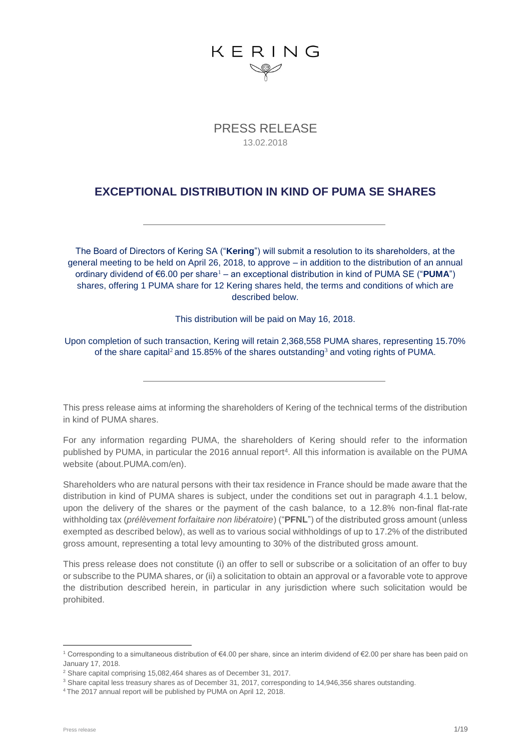KERING

PRESS RELEASE
13.02.2018

# EXCEPTIONAL DISTRIBUTION IN KIND OF PUMA SE SHARES

---

The Board of Directors of Kering SA ("**Kering**") will submit a resolution to its shareholders, at the general meeting to be held on April 26, 2018, to approve – in addition to the distribution of an annual ordinary dividend of €6.00 per share[1] – an exceptional distribution in kind of PUMA SE ("**PUMA**") shares, offering 1 PUMA share for 12 Kering shares held, the terms and conditions of which are described below.

This distribution will be paid on May 16, 2018.

Upon completion of such transaction, Kering will retain 2,368,558 PUMA shares, representing 15.70% of the share capital[2] and 15.85% of the shares outstanding[3] and voting rights of PUMA.

---

This press release aims at informing the shareholders of Kering of the technical terms of the distribution in kind of PUMA shares.

For any information regarding PUMA, the shareholders of Kering should refer to the information published by PUMA, in particular the 2016 annual report[4]. All this information is available on the PUMA website (about.PUMA.com/en).

Shareholders who are natural persons with their tax residence in France should be made aware that the distribution in kind of PUMA shares is subject, under the conditions set out in paragraph 4.1.1 below, upon the delivery of the shares or the payment of the cash balance, to a 12.8% non-final flat-rate withholding tax (*prélèvement forfaitaire non libératoire*) ("**PFNL**") of the distributed gross amount (unless exempted as described below), as well as to various social withholdings of up to 17.2% of the distributed gross amount, representing a total levy amounting to 30% of the distributed gross amount.

This press release does not constitute (i) an offer to sell or subscribe or a solicitation of an offer to buy or subscribe to the PUMA shares, or (ii) a solicitation to obtain an approval or a favorable vote to approve the distribution described herein, in particular in any jurisdiction where such solicitation would be prohibited.

---

[1] Corresponding to a simultaneous distribution of €4.00 per share, since an interim dividend of €2.00 per share has been paid on January 17, 2018.

[2] Share capital comprising 15,082,464 shares as of December 31, 2017.

[3] Share capital less treasury shares as of December 31, 2017, corresponding to 14,946,356 shares outstanding.

[4] The 2017 annual report will be published by PUMA on April 12, 2018.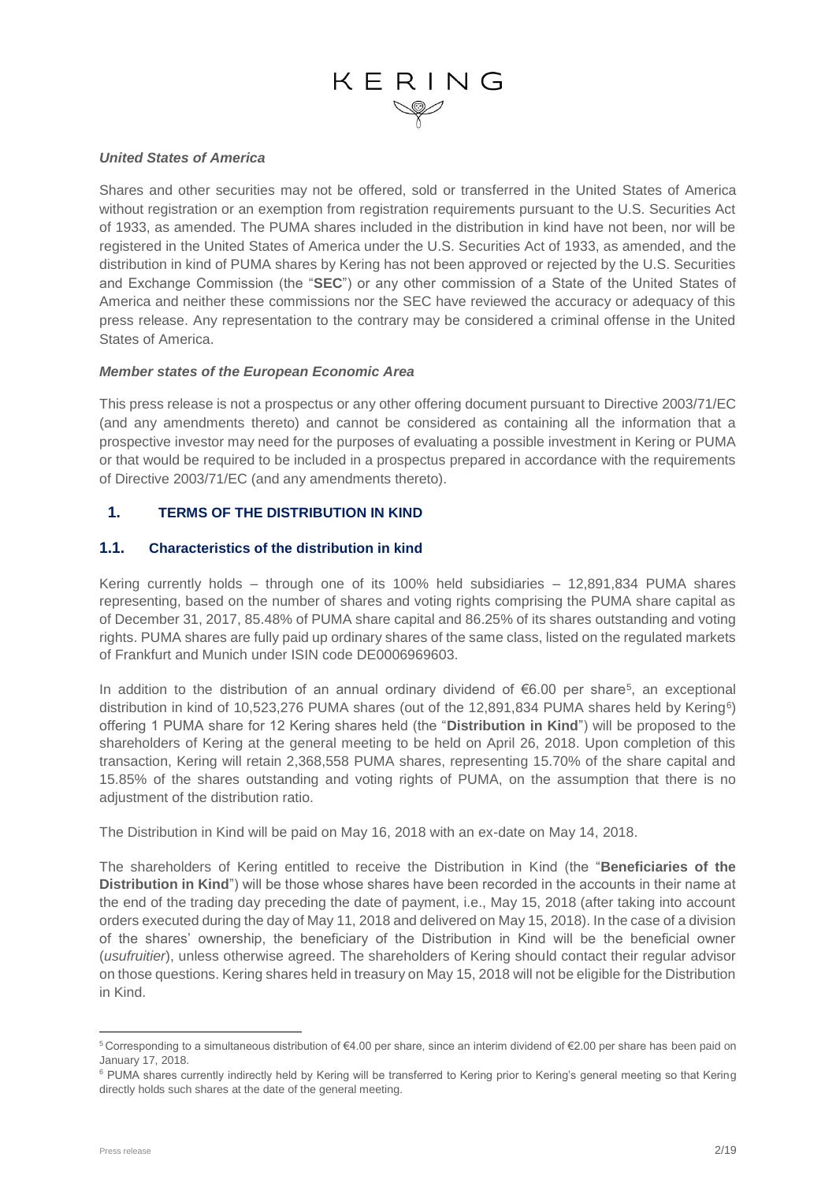***United States of America***

Shares and other securities may not be offered, sold or transferred in the United States of America without registration or an exemption from registration requirements pursuant to the U.S. Securities Act of 1933, as amended. The PUMA shares included in the distribution in kind have not been, nor will be registered in the United States of America under the U.S. Securities Act of 1933, as amended, and the distribution in kind of PUMA shares by Kering has not been approved or rejected by the U.S. Securities and Exchange Commission (the "**SEC**") or any other commission of a State of the United States of America and neither these commissions nor the SEC have reviewed the accuracy or adequacy of this press release. Any representation to the contrary may be considered a criminal offense in the United States of America.

***Member states of the European Economic Area***

This press release is not a prospectus or any other offering document pursuant to Directive 2003/71/EC (and any amendments thereto) and cannot be considered as containing all the information that a prospective investor may need for the purposes of evaluating a possible investment in Kering or PUMA or that would be required to be included in a prospectus prepared in accordance with the requirements of Directive 2003/71/EC (and any amendments thereto).

## 1. TERMS OF THE DISTRIBUTION IN KIND

### 1.1. Characteristics of the distribution in kind

Kering currently holds – through one of its 100% held subsidiaries – 12,891,834 PUMA shares representing, based on the number of shares and voting rights comprising the PUMA share capital as of December 31, 2017, 85.48% of PUMA share capital and 86.25% of its shares outstanding and voting rights. PUMA shares are fully paid up ordinary shares of the same class, listed on the regulated markets of Frankfurt and Munich under ISIN code DE0006969603.

In addition to the distribution of an annual ordinary dividend of €6.00 per share[5], an exceptional distribution in kind of 10,523,276 PUMA shares (out of the 12,891,834 PUMA shares held by Kering[6]) offering 1 PUMA share for 12 Kering shares held (the "**Distribution in Kind**") will be proposed to the shareholders of Kering at the general meeting to be held on April 26, 2018. Upon completion of this transaction, Kering will retain 2,368,558 PUMA shares, representing 15.70% of the share capital and 15.85% of the shares outstanding and voting rights of PUMA, on the assumption that there is no adjustment of the distribution ratio.

The Distribution in Kind will be paid on May 16, 2018 with an ex-date on May 14, 2018.

The shareholders of Kering entitled to receive the Distribution in Kind (the "**Beneficiaries of the Distribution in Kind**") will be those whose shares have been recorded in the accounts in their name at the end of the trading day preceding the date of payment, i.e., May 15, 2018 (after taking into account orders executed during the day of May 11, 2018 and delivered on May 15, 2018). In the case of a division of the shares' ownership, the beneficiary of the Distribution in Kind will be the beneficial owner (*usufruitier*), unless otherwise agreed. The shareholders of Kering should contact their regular advisor on those questions. Kering shares held in treasury on May 15, 2018 will not be eligible for the Distribution in Kind.

---

[5] Corresponding to a simultaneous distribution of €4.00 per share, since an interim dividend of €2.00 per share has been paid on January 17, 2018.

[6] PUMA shares currently indirectly held by Kering will be transferred to Kering prior to Kering's general meeting so that Kering directly holds such shares at the date of the general meeting.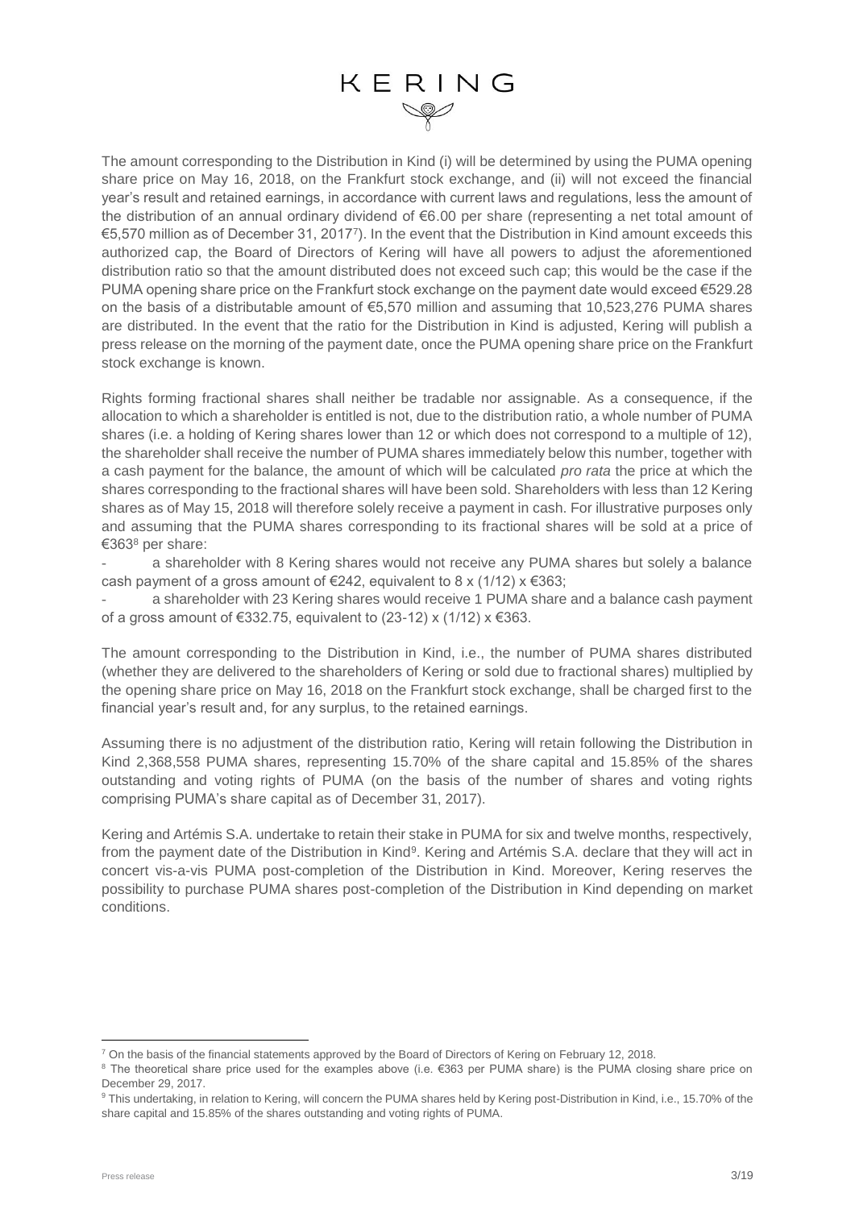The amount corresponding to the Distribution in Kind (i) will be determined by using the PUMA opening share price on May 16, 2018, on the Frankfurt stock exchange, and (ii) will not exceed the financial year's result and retained earnings, in accordance with current laws and regulations, less the amount of the distribution of an annual ordinary dividend of €6.00 per share (representing a net total amount of €5,570 million as of December 31, 2017[7]). In the event that the Distribution in Kind amount exceeds this authorized cap, the Board of Directors of Kering will have all powers to adjust the aforementioned distribution ratio so that the amount distributed does not exceed such cap; this would be the case if the PUMA opening share price on the Frankfurt stock exchange on the payment date would exceed €529.28 on the basis of a distributable amount of €5,570 million and assuming that 10,523,276 PUMA shares are distributed. In the event that the ratio for the Distribution in Kind is adjusted, Kering will publish a press release on the morning of the payment date, once the PUMA opening share price on the Frankfurt stock exchange is known.

Rights forming fractional shares shall neither be tradable nor assignable. As a consequence, if the allocation to which a shareholder is entitled is not, due to the distribution ratio, a whole number of PUMA shares (i.e. a holding of Kering shares lower than 12 or which does not correspond to a multiple of 12), the shareholder shall receive the number of PUMA shares immediately below this number, together with a cash payment for the balance, the amount of which will be calculated *pro rata* the price at which the shares corresponding to the fractional shares will have been sold. Shareholders with less than 12 Kering shares as of May 15, 2018 will therefore solely receive a payment in cash. For illustrative purposes only and assuming that the PUMA shares corresponding to its fractional shares will be sold at a price of €363[8] per share:

- a shareholder with 8 Kering shares would not receive any PUMA shares but solely a balance cash payment of a gross amount of €242, equivalent to 8 x (1/12) x €363;
- a shareholder with 23 Kering shares would receive 1 PUMA share and a balance cash payment of a gross amount of €332.75, equivalent to (23-12) x (1/12) x €363.

The amount corresponding to the Distribution in Kind, i.e., the number of PUMA shares distributed (whether they are delivered to the shareholders of Kering or sold due to fractional shares) multiplied by the opening share price on May 16, 2018 on the Frankfurt stock exchange, shall be charged first to the financial year's result and, for any surplus, to the retained earnings.

Assuming there is no adjustment of the distribution ratio, Kering will retain following the Distribution in Kind 2,368,558 PUMA shares, representing 15.70% of the share capital and 15.85% of the shares outstanding and voting rights of PUMA (on the basis of the number of shares and voting rights comprising PUMA's share capital as of December 31, 2017).

Kering and Artémis S.A. undertake to retain their stake in PUMA for six and twelve months, respectively, from the payment date of the Distribution in Kind[9]. Kering and Artémis S.A. declare that they will act in concert vis-a-vis PUMA post-completion of the Distribution in Kind. Moreover, Kering reserves the possibility to purchase PUMA shares post-completion of the Distribution in Kind depending on market conditions.

---

[7] On the basis of the financial statements approved by the Board of Directors of Kering on February 12, 2018.

[8] The theoretical share price used for the examples above (i.e. €363 per PUMA share) is the PUMA closing share price on December 29, 2017.

[9] This undertaking, in relation to Kering, will concern the PUMA shares held by Kering post-Distribution in Kind, i.e., 15.70% of the share capital and 15.85% of the shares outstanding and voting rights of PUMA.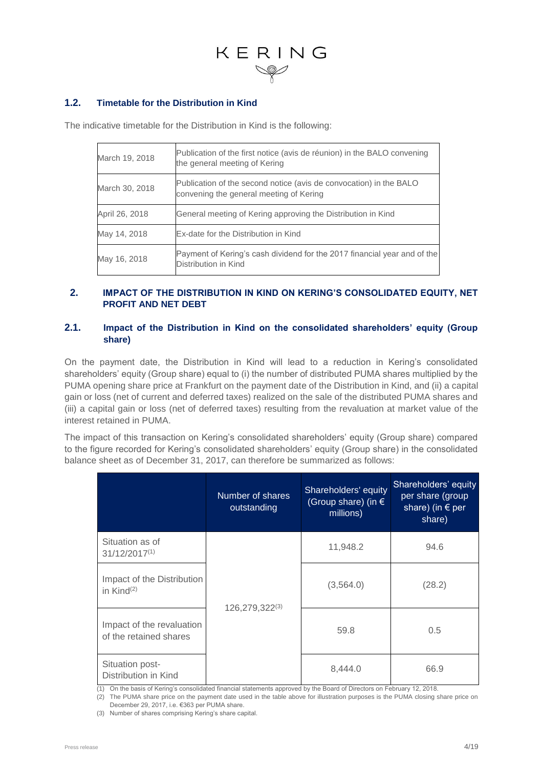### 1.2. Timetable for the Distribution in Kind

The indicative timetable for the Distribution in Kind is the following:

| | |
|---|---|
| March 19, 2018 | Publication of the first notice (avis de réunion) in the BALO convening the general meeting of Kering |
| March 30, 2018 | Publication of the second notice (avis de convocation) in the BALO convening the general meeting of Kering |
| April 26, 2018 | General meeting of Kering approving the Distribution in Kind |
| May 14, 2018 | Ex-date for the Distribution in Kind |
| May 16, 2018 | Payment of Kering's cash dividend for the 2017 financial year and of the Distribution in Kind |

## 2. IMPACT OF THE DISTRIBUTION IN KIND ON KERING'S CONSOLIDATED EQUITY, NET PROFIT AND NET DEBT

### 2.1. Impact of the Distribution in Kind on the consolidated shareholders' equity (Group share)

On the payment date, the Distribution in Kind will lead to a reduction in Kering's consolidated shareholders' equity (Group share) equal to (i) the number of distributed PUMA shares multiplied by the PUMA opening share price at Frankfurt on the payment date of the Distribution in Kind, and (ii) a capital gain or loss (net of current and deferred taxes) realized on the sale of the distributed PUMA shares and (iii) a capital gain or loss (net of deferred taxes) resulting from the revaluation at market value of the interest retained in PUMA.

The impact of this transaction on Kering's consolidated shareholders' equity (Group share) compared to the figure recorded for Kering's consolidated shareholders' equity (Group share) in the consolidated balance sheet as of December 31, 2017, can therefore be summarized as follows:

| | Number of shares outstanding | Shareholders' equity (Group share) (in € millions) | Shareholders' equity per share (group share) (in € per share) |
|---|---|---|---|
| Situation as of 31/12/2017(1) | 126,279,322(3) | 11,948.2 | 94.6 |
| Impact of the Distribution in Kind(2) | | (3,564.0) | (28.2) |
| Impact of the revaluation of the retained shares | | 59.8 | 0.5 |
| Situation post-Distribution in Kind | | 8,444.0 | 66.9 |

(1) On the basis of Kering's consolidated financial statements approved by the Board of Directors on February 12, 2018.

(2) The PUMA share price on the payment date used in the table above for illustration purposes is the PUMA closing share price on December 29, 2017, i.e. €363 per PUMA share.

(3) Number of shares comprising Kering's share capital.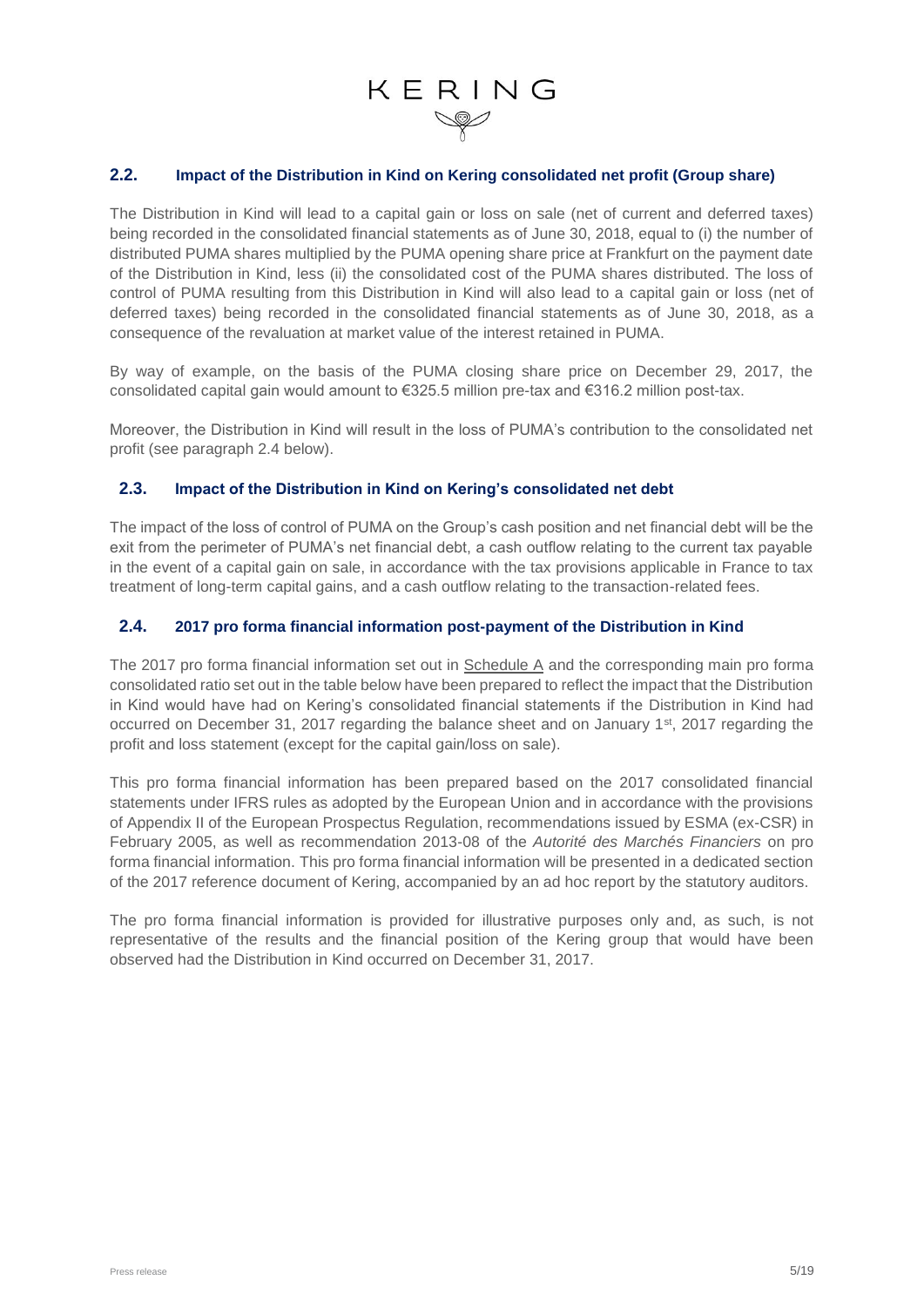## 2.2. Impact of the Distribution in Kind on Kering consolidated net profit (Group share)

The Distribution in Kind will lead to a capital gain or loss on sale (net of current and deferred taxes) being recorded in the consolidated financial statements as of June 30, 2018, equal to (i) the number of distributed PUMA shares multiplied by the PUMA opening share price at Frankfurt on the payment date of the Distribution in Kind, less (ii) the consolidated cost of the PUMA shares distributed. The loss of control of PUMA resulting from this Distribution in Kind will also lead to a capital gain or loss (net of deferred taxes) being recorded in the consolidated financial statements as of June 30, 2018, as a consequence of the revaluation at market value of the interest retained in PUMA.

By way of example, on the basis of the PUMA closing share price on December 29, 2017, the consolidated capital gain would amount to €325.5 million pre-tax and €316.2 million post-tax.

Moreover, the Distribution in Kind will result in the loss of PUMA's contribution to the consolidated net profit (see paragraph 2.4 below).

## 2.3. Impact of the Distribution in Kind on Kering's consolidated net debt

The impact of the loss of control of PUMA on the Group's cash position and net financial debt will be the exit from the perimeter of PUMA's net financial debt, a cash outflow relating to the current tax payable in the event of a capital gain on sale, in accordance with the tax provisions applicable in France to tax treatment of long-term capital gains, and a cash outflow relating to the transaction-related fees.

## 2.4. 2017 pro forma financial information post-payment of the Distribution in Kind

The 2017 pro forma financial information set out in Schedule A and the corresponding main pro forma consolidated ratio set out in the table below have been prepared to reflect the impact that the Distribution in Kind would have had on Kering's consolidated financial statements if the Distribution in Kind had occurred on December 31, 2017 regarding the balance sheet and on January 1st, 2017 regarding the profit and loss statement (except for the capital gain/loss on sale).

This pro forma financial information has been prepared based on the 2017 consolidated financial statements under IFRS rules as adopted by the European Union and in accordance with the provisions of Appendix II of the European Prospectus Regulation, recommendations issued by ESMA (ex-CSR) in February 2005, as well as recommendation 2013-08 of the *Autorité des Marchés Financiers* on pro forma financial information. This pro forma financial information will be presented in a dedicated section of the 2017 reference document of Kering, accompanied by an ad hoc report by the statutory auditors.

The pro forma financial information is provided for illustrative purposes only and, as such, is not representative of the results and the financial position of the Kering group that would have been observed had the Distribution in Kind occurred on December 31, 2017.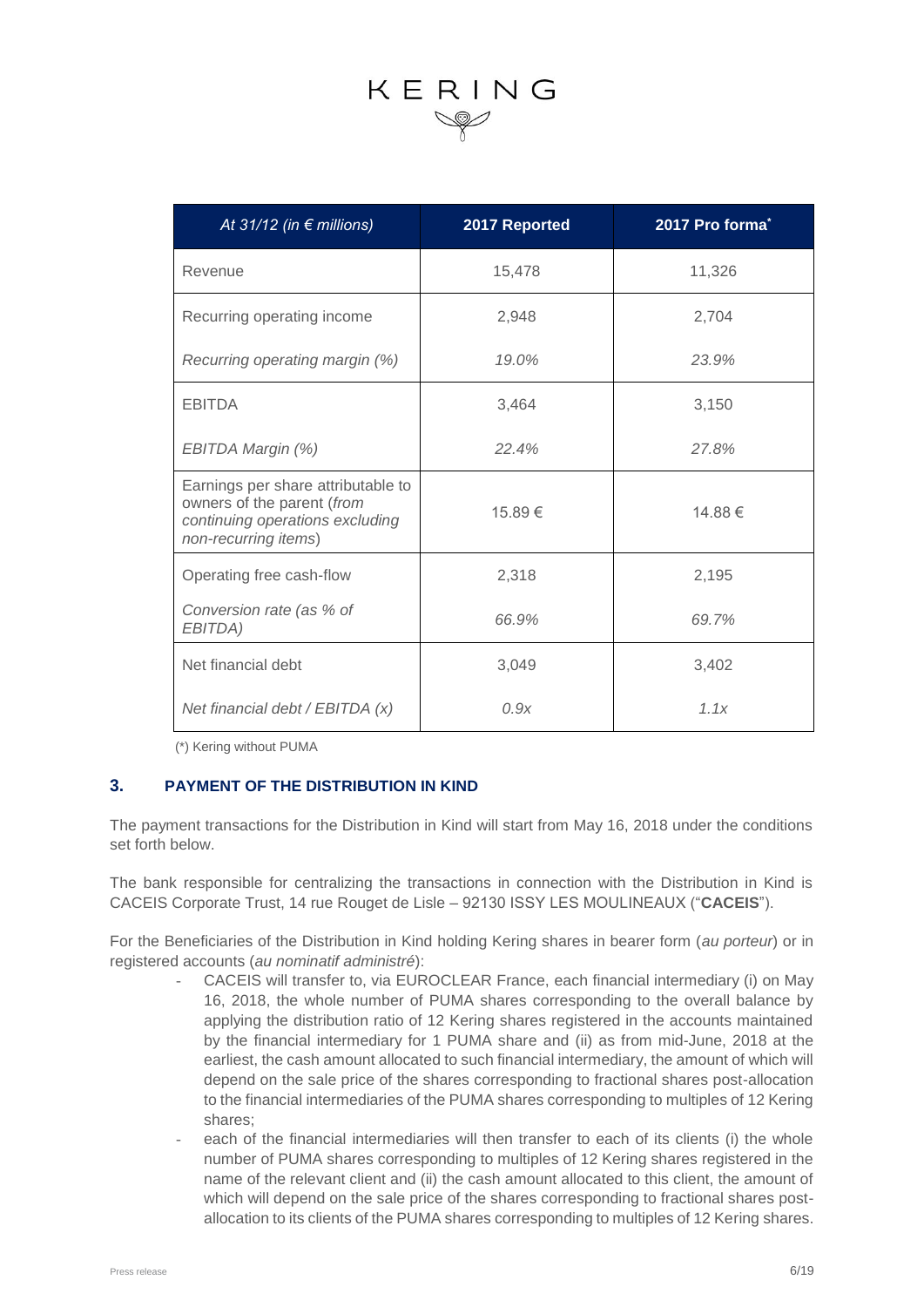| *At 31/12 (in € millions)* | **2017 Reported** | **2017 Pro forma*** |
|---|---|---|
| Revenue | 15,478 | 11,326 |
| Recurring operating income | 2,948 | 2,704 |
| *Recurring operating margin (%)* | *19.0%* | *23.9%* |
| EBITDA | 3,464 | 3,150 |
| *EBITDA Margin (%)* | *22.4%* | *27.8%* |
| Earnings per share attributable to owners of the parent (*from continuing operations excluding non-recurring items*) | 15.89 € | 14.88 € |
| Operating free cash-flow | 2,318 | 2,195 |
| *Conversion rate (as % of EBITDA)* | *66.9%* | *69.7%* |
| Net financial debt | 3,049 | 3,402 |
| *Net financial debt / EBITDA (x)* | *0.9x* | *1.1x* |

(*) Kering without PUMA

## 3. PAYMENT OF THE DISTRIBUTION IN KIND

The payment transactions for the Distribution in Kind will start from May 16, 2018 under the conditions set forth below.

The bank responsible for centralizing the transactions in connection with the Distribution in Kind is CACEIS Corporate Trust, 14 rue Rouget de Lisle – 92130 ISSY LES MOULINEAUX ("**CACEIS**").

For the Beneficiaries of the Distribution in Kind holding Kering shares in bearer form (*au porteur*) or in registered accounts (*au nominatif administré*):

- CACEIS will transfer to, via EUROCLEAR France, each financial intermediary (i) on May 16, 2018, the whole number of PUMA shares corresponding to the overall balance by applying the distribution ratio of 12 Kering shares registered in the accounts maintained by the financial intermediary for 1 PUMA share and (ii) as from mid-June, 2018 at the earliest, the cash amount allocated to such financial intermediary, the amount of which will depend on the sale price of the shares corresponding to fractional shares post-allocation to the financial intermediaries of the PUMA shares corresponding to multiples of 12 Kering shares;
- each of the financial intermediaries will then transfer to each of its clients (i) the whole number of PUMA shares corresponding to multiples of 12 Kering shares registered in the name of the relevant client and (ii) the cash amount allocated to this client, the amount of which will depend on the sale price of the shares corresponding to fractional shares post-allocation to its clients of the PUMA shares corresponding to multiples of 12 Kering shares.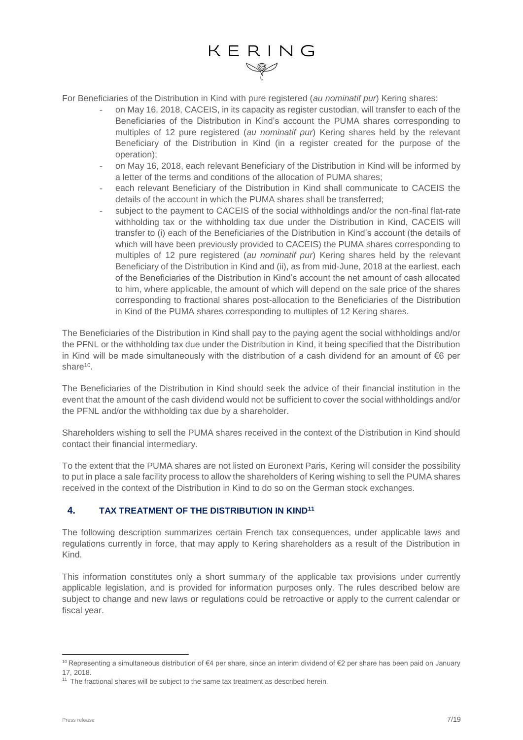For Beneficiaries of the Distribution in Kind with pure registered (*au nominatif pur*) Kering shares:

- on May 16, 2018, CACEIS, in its capacity as register custodian, will transfer to each of the Beneficiaries of the Distribution in Kind's account the PUMA shares corresponding to multiples of 12 pure registered (*au nominatif pur*) Kering shares held by the relevant Beneficiary of the Distribution in Kind (in a register created for the purpose of the operation);
- on May 16, 2018, each relevant Beneficiary of the Distribution in Kind will be informed by a letter of the terms and conditions of the allocation of PUMA shares;
- each relevant Beneficiary of the Distribution in Kind shall communicate to CACEIS the details of the account in which the PUMA shares shall be transferred;
- subject to the payment to CACEIS of the social withholdings and/or the non-final flat-rate withholding tax or the withholding tax due under the Distribution in Kind, CACEIS will transfer to (i) each of the Beneficiaries of the Distribution in Kind's account (the details of which will have been previously provided to CACEIS) the PUMA shares corresponding to multiples of 12 pure registered (*au nominatif pur*) Kering shares held by the relevant Beneficiary of the Distribution in Kind and (ii), as from mid-June, 2018 at the earliest, each of the Beneficiaries of the Distribution in Kind's account the net amount of cash allocated to him, where applicable, the amount of which will depend on the sale price of the shares corresponding to fractional shares post-allocation to the Beneficiaries of the Distribution in Kind of the PUMA shares corresponding to multiples of 12 Kering shares.

The Beneficiaries of the Distribution in Kind shall pay to the paying agent the social withholdings and/or the PFNL or the withholding tax due under the Distribution in Kind, it being specified that the Distribution in Kind will be made simultaneously with the distribution of a cash dividend for an amount of €6 per share[10].

The Beneficiaries of the Distribution in Kind should seek the advice of their financial institution in the event that the amount of the cash dividend would not be sufficient to cover the social withholdings and/or the PFNL and/or the withholding tax due by a shareholder.

Shareholders wishing to sell the PUMA shares received in the context of the Distribution in Kind should contact their financial intermediary.

To the extent that the PUMA shares are not listed on Euronext Paris, Kering will consider the possibility to put in place a sale facility process to allow the shareholders of Kering wishing to sell the PUMA shares received in the context of the Distribution in Kind to do so on the German stock exchanges.

## 4. TAX TREATMENT OF THE DISTRIBUTION IN KIND[11]

The following description summarizes certain French tax consequences, under applicable laws and regulations currently in force, that may apply to Kering shareholders as a result of the Distribution in Kind.

This information constitutes only a short summary of the applicable tax provisions under currently applicable legislation, and is provided for information purposes only. The rules described below are subject to change and new laws or regulations could be retroactive or apply to the current calendar or fiscal year.

---

[10] Representing a simultaneous distribution of €4 per share, since an interim dividend of €2 per share has been paid on January 17, 2018.

[11] The fractional shares will be subject to the same tax treatment as described herein.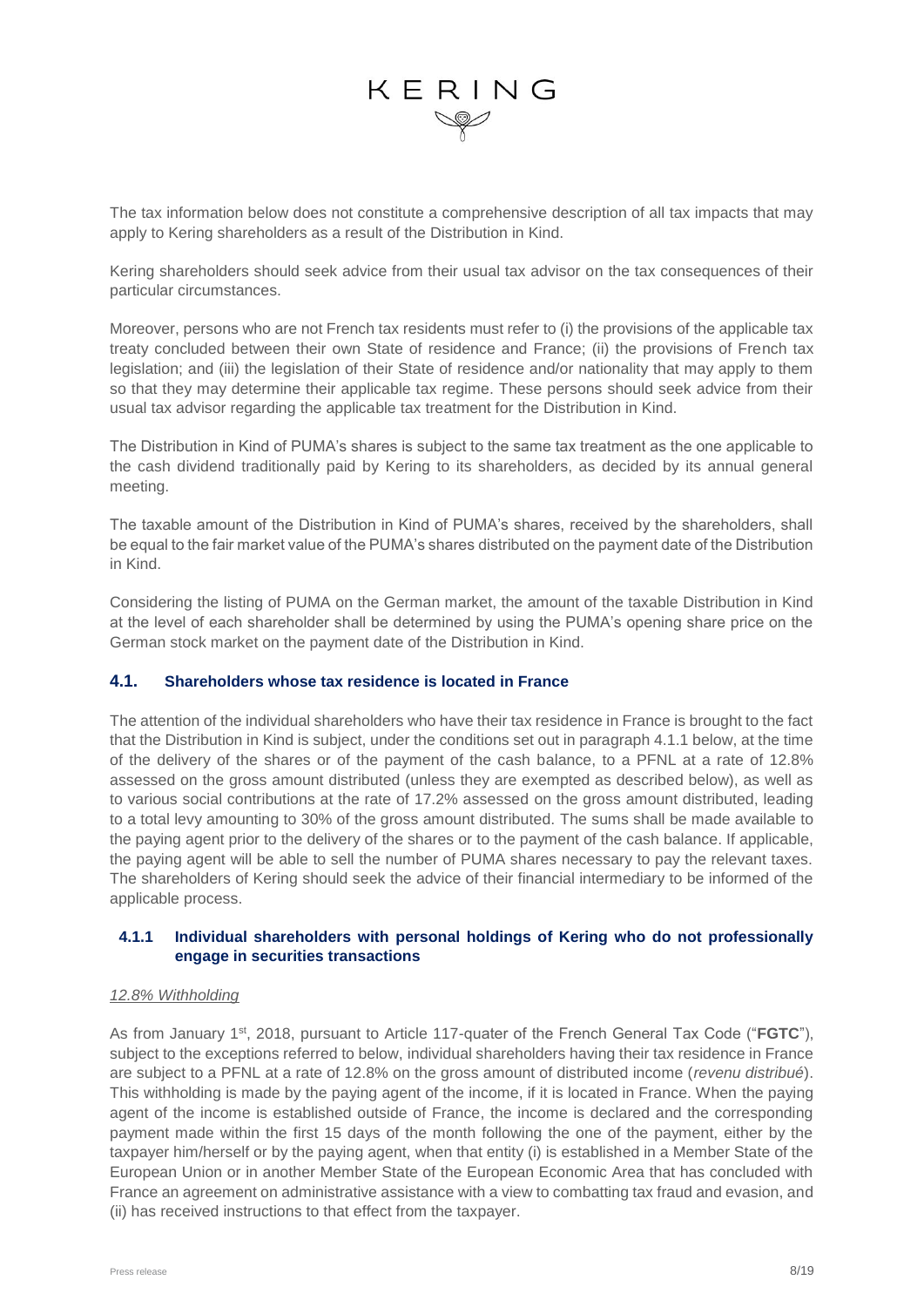The tax information below does not constitute a comprehensive description of all tax impacts that may apply to Kering shareholders as a result of the Distribution in Kind.

Kering shareholders should seek advice from their usual tax advisor on the tax consequences of their particular circumstances.

Moreover, persons who are not French tax residents must refer to (i) the provisions of the applicable tax treaty concluded between their own State of residence and France; (ii) the provisions of French tax legislation; and (iii) the legislation of their State of residence and/or nationality that may apply to them so that they may determine their applicable tax regime. These persons should seek advice from their usual tax advisor regarding the applicable tax treatment for the Distribution in Kind.

The Distribution in Kind of PUMA's shares is subject to the same tax treatment as the one applicable to the cash dividend traditionally paid by Kering to its shareholders, as decided by its annual general meeting.

The taxable amount of the Distribution in Kind of PUMA's shares, received by the shareholders, shall be equal to the fair market value of the PUMA's shares distributed on the payment date of the Distribution in Kind.

Considering the listing of PUMA on the German market, the amount of the taxable Distribution in Kind at the level of each shareholder shall be determined by using the PUMA's opening share price on the German stock market on the payment date of the Distribution in Kind.

## 4.1. Shareholders whose tax residence is located in France

The attention of the individual shareholders who have their tax residence in France is brought to the fact that the Distribution in Kind is subject, under the conditions set out in paragraph 4.1.1 below, at the time of the delivery of the shares or of the payment of the cash balance, to a PFNL at a rate of 12.8% assessed on the gross amount distributed (unless they are exempted as described below), as well as to various social contributions at the rate of 17.2% assessed on the gross amount distributed, leading to a total levy amounting to 30% of the gross amount distributed. The sums shall be made available to the paying agent prior to the delivery of the shares or to the payment of the cash balance. If applicable, the paying agent will be able to sell the number of PUMA shares necessary to pay the relevant taxes. The shareholders of Kering should seek the advice of their financial intermediary to be informed of the applicable process.

### 4.1.1 Individual shareholders with personal holdings of Kering who do not professionally engage in securities transactions

*12.8% Withholding*

As from January 1st, 2018, pursuant to Article 117-quater of the French General Tax Code ("**FGTC**"), subject to the exceptions referred to below, individual shareholders having their tax residence in France are subject to a PFNL at a rate of 12.8% on the gross amount of distributed income (*revenu distribué*). This withholding is made by the paying agent of the income, if it is located in France. When the paying agent of the income is established outside of France, the income is declared and the corresponding payment made within the first 15 days of the month following the one of the payment, either by the taxpayer him/herself or by the paying agent, when that entity (i) is established in a Member State of the European Union or in another Member State of the European Economic Area that has concluded with France an agreement on administrative assistance with a view to combatting tax fraud and evasion, and (ii) has received instructions to that effect from the taxpayer.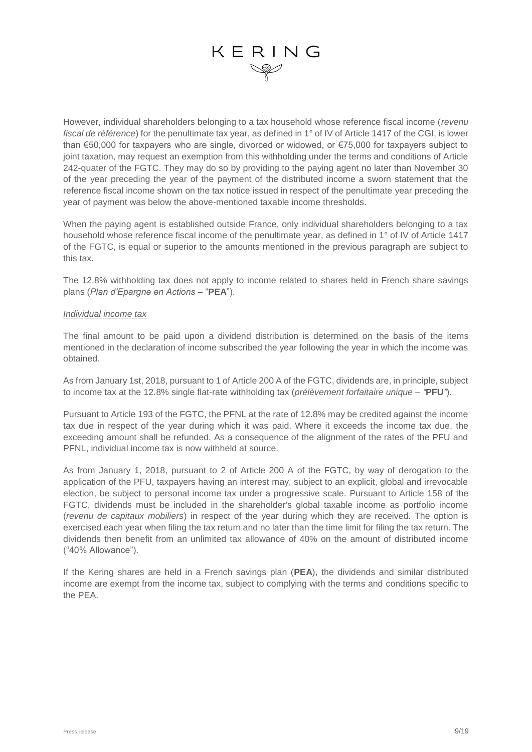However, individual shareholders belonging to a tax household whose reference fiscal income (*revenu fiscal de référence*) for the penultimate tax year, as defined in 1° of IV of Article 1417 of the CGI, is lower than €50,000 for taxpayers who are single, divorced or widowed, or €75,000 for taxpayers subject to joint taxation, may request an exemption from this withholding under the terms and conditions of Article 242-quater of the FGTC. They may do so by providing to the paying agent no later than November 30 of the year preceding the year of the payment of the distributed income a sworn statement that the reference fiscal income shown on the tax notice issued in respect of the penultimate year preceding the year of payment was below the above-mentioned taxable income thresholds.

When the paying agent is established outside France, only individual shareholders belonging to a tax household whose reference fiscal income of the penultimate year, as defined in 1° of IV of Article 1417 of the FGTC, is equal or superior to the amounts mentioned in the previous paragraph are subject to this tax.

The 12.8% withholding tax does not apply to income related to shares held in French share savings plans (*Plan d'Epargne en Actions* – "**PEA**").

*Individual income tax*

The final amount to be paid upon a dividend distribution is determined on the basis of the items mentioned in the declaration of income subscribed the year following the year in which the income was obtained.

As from January 1st, 2018, pursuant to 1 of Article 200 A of the FGTC, dividends are, in principle, subject to income tax at the 12.8% single flat-rate withholding tax (*prélèvement forfaitaire unique* – *"***PFU***"*).

Pursuant to Article 193 of the FGTC, the PFNL at the rate of 12.8% may be credited against the income tax due in respect of the year during which it was paid. Where it exceeds the income tax due, the exceeding amount shall be refunded. As a consequence of the alignment of the rates of the PFU and PFNL, individual income tax is now withheld at source.

As from January 1, 2018, pursuant to 2 of Article 200 A of the FGTC, by way of derogation to the application of the PFU, taxpayers having an interest may, subject to an explicit, global and irrevocable election, be subject to personal income tax under a progressive scale. Pursuant to Article 158 of the FGTC, dividends must be included in the shareholder's global taxable income as portfolio income (*revenu de capitaux mobiliers*) in respect of the year during which they are received. The option is exercised each year when filing the tax return and no later than the time limit for filing the tax return. The dividends then benefit from an unlimited tax allowance of 40% on the amount of distributed income ("40% Allowance").

If the Kering shares are held in a French savings plan (**PEA**), the dividends and similar distributed income are exempt from the income tax, subject to complying with the terms and conditions specific to the PEA.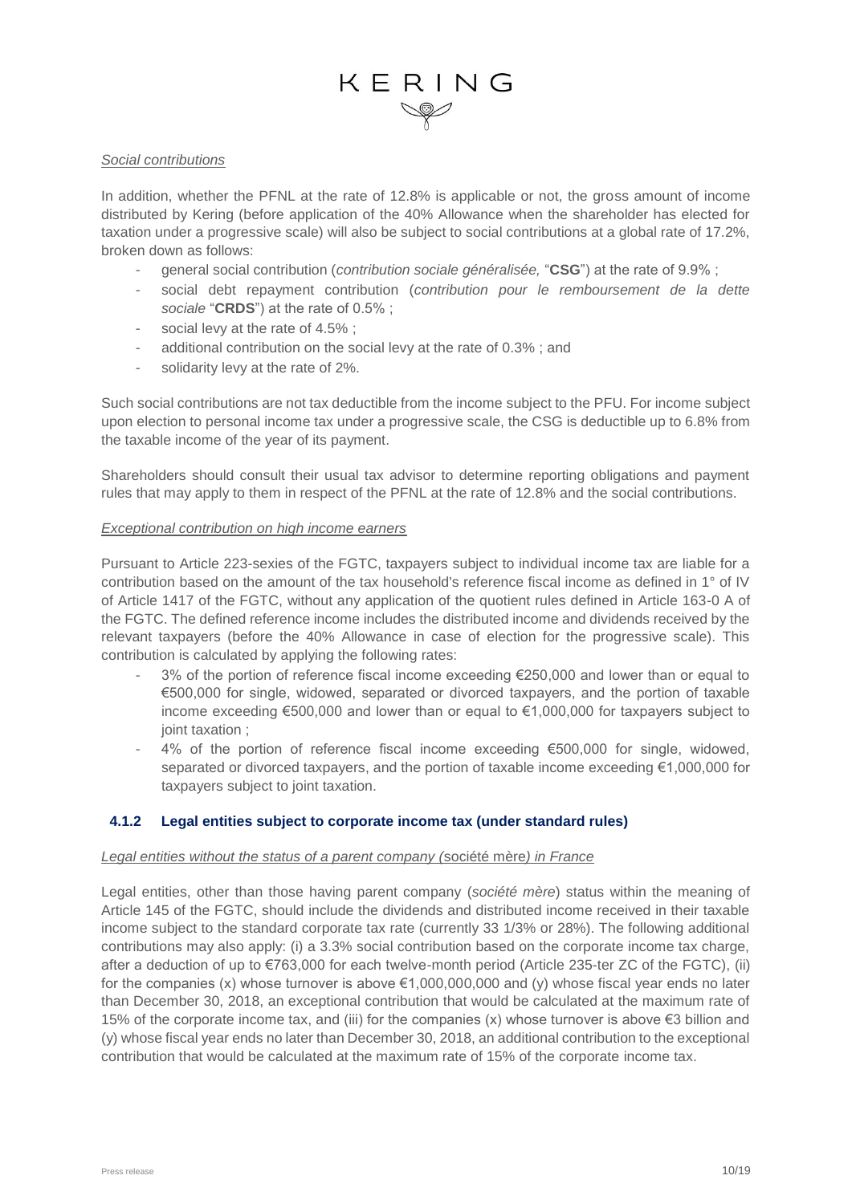*Social contributions*

In addition, whether the PFNL at the rate of 12.8% is applicable or not, the gross amount of income distributed by Kering (before application of the 40% Allowance when the shareholder has elected for taxation under a progressive scale) will also be subject to social contributions at a global rate of 17.2%, broken down as follows:

- general social contribution (*contribution sociale généralisée,* "**CSG**") at the rate of 9.9% ;
- social debt repayment contribution (*contribution pour le remboursement de la dette sociale* "**CRDS**") at the rate of 0.5% ;
- social levy at the rate of 4.5% ;
- additional contribution on the social levy at the rate of 0.3% ; and
- solidarity levy at the rate of 2%.

Such social contributions are not tax deductible from the income subject to the PFU. For income subject upon election to personal income tax under a progressive scale, the CSG is deductible up to 6.8% from the taxable income of the year of its payment.

Shareholders should consult their usual tax advisor to determine reporting obligations and payment rules that may apply to them in respect of the PFNL at the rate of 12.8% and the social contributions.

*Exceptional contribution on high income earners*

Pursuant to Article 223-sexies of the FGTC, taxpayers subject to individual income tax are liable for a contribution based on the amount of the tax household's reference fiscal income as defined in 1° of IV of Article 1417 of the FGTC, without any application of the quotient rules defined in Article 163-0 A of the FGTC. The defined reference income includes the distributed income and dividends received by the relevant taxpayers (before the 40% Allowance in case of election for the progressive scale). This contribution is calculated by applying the following rates:

- 3% of the portion of reference fiscal income exceeding €250,000 and lower than or equal to €500,000 for single, widowed, separated or divorced taxpayers, and the portion of taxable income exceeding €500,000 and lower than or equal to €1,000,000 for taxpayers subject to joint taxation ;
- 4% of the portion of reference fiscal income exceeding €500,000 for single, widowed, separated or divorced taxpayers, and the portion of taxable income exceeding €1,000,000 for taxpayers subject to joint taxation.

### 4.1.2 Legal entities subject to corporate income tax (under standard rules)

*Legal entities without the status of a parent company (*société mère*) in France*

Legal entities, other than those having parent company (*société mère*) status within the meaning of Article 145 of the FGTC, should include the dividends and distributed income received in their taxable income subject to the standard corporate tax rate (currently 33 1/3% or 28%). The following additional contributions may also apply: (i) a 3.3% social contribution based on the corporate income tax charge, after a deduction of up to €763,000 for each twelve-month period (Article 235-ter ZC of the FGTC), (ii) for the companies (x) whose turnover is above €1,000,000,000 and (y) whose fiscal year ends no later than December 30, 2018, an exceptional contribution that would be calculated at the maximum rate of 15% of the corporate income tax, and (iii) for the companies (x) whose turnover is above €3 billion and (y) whose fiscal year ends no later than December 30, 2018, an additional contribution to the exceptional contribution that would be calculated at the maximum rate of 15% of the corporate income tax.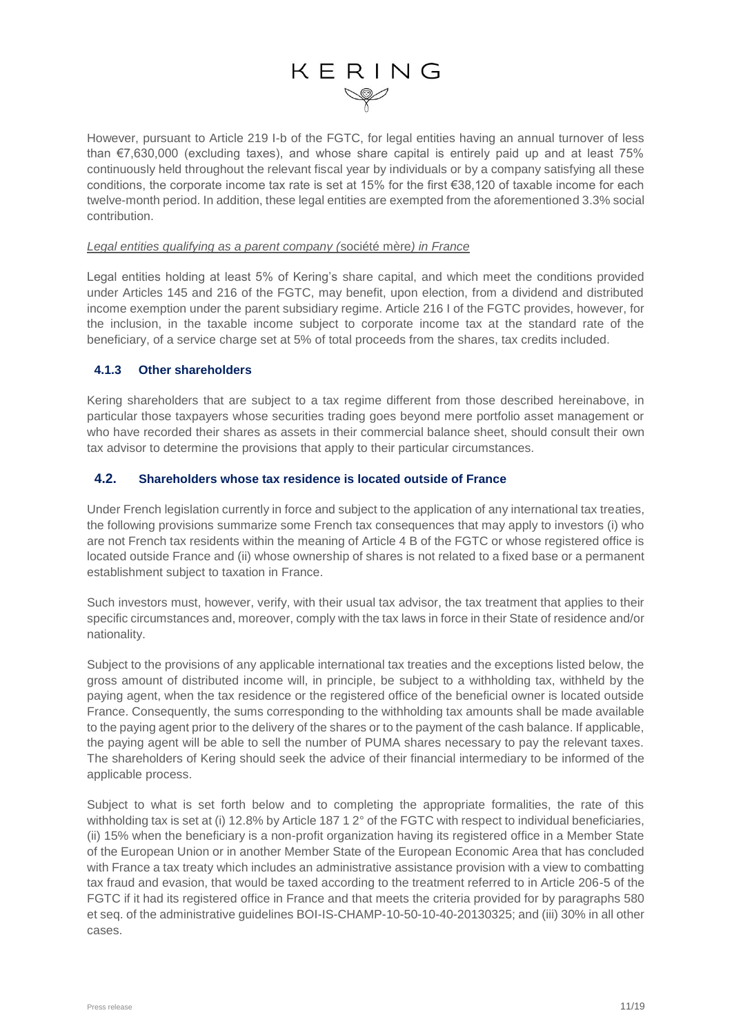However, pursuant to Article 219 I-b of the FGTC, for legal entities having an annual turnover of less than €7,630,000 (excluding taxes), and whose share capital is entirely paid up and at least 75% continuously held throughout the relevant fiscal year by individuals or by a company satisfying all these conditions, the corporate income tax rate is set at 15% for the first €38,120 of taxable income for each twelve-month period. In addition, these legal entities are exempted from the aforementioned 3.3% social contribution.

*Legal entities qualifying as a parent company (*société mère*) in France*

Legal entities holding at least 5% of Kering's share capital, and which meet the conditions provided under Articles 145 and 216 of the FGTC, may benefit, upon election, from a dividend and distributed income exemption under the parent subsidiary regime. Article 216 I of the FGTC provides, however, for the inclusion, in the taxable income subject to corporate income tax at the standard rate of the beneficiary, of a service charge set at 5% of total proceeds from the shares, tax credits included.

### 4.1.3 Other shareholders

Kering shareholders that are subject to a tax regime different from those described hereinabove, in particular those taxpayers whose securities trading goes beyond mere portfolio asset management or who have recorded their shares as assets in their commercial balance sheet, should consult their own tax advisor to determine the provisions that apply to their particular circumstances.

## 4.2. Shareholders whose tax residence is located outside of France

Under French legislation currently in force and subject to the application of any international tax treaties, the following provisions summarize some French tax consequences that may apply to investors (i) who are not French tax residents within the meaning of Article 4 B of the FGTC or whose registered office is located outside France and (ii) whose ownership of shares is not related to a fixed base or a permanent establishment subject to taxation in France.

Such investors must, however, verify, with their usual tax advisor, the tax treatment that applies to their specific circumstances and, moreover, comply with the tax laws in force in their State of residence and/or nationality.

Subject to the provisions of any applicable international tax treaties and the exceptions listed below, the gross amount of distributed income will, in principle, be subject to a withholding tax, withheld by the paying agent, when the tax residence or the registered office of the beneficial owner is located outside France. Consequently, the sums corresponding to the withholding tax amounts shall be made available to the paying agent prior to the delivery of the shares or to the payment of the cash balance. If applicable, the paying agent will be able to sell the number of PUMA shares necessary to pay the relevant taxes. The shareholders of Kering should seek the advice of their financial intermediary to be informed of the applicable process.

Subject to what is set forth below and to completing the appropriate formalities, the rate of this withholding tax is set at (i) 12.8% by Article 187 1 2° of the FGTC with respect to individual beneficiaries, (ii) 15% when the beneficiary is a non-profit organization having its registered office in a Member State of the European Union or in another Member State of the European Economic Area that has concluded with France a tax treaty which includes an administrative assistance provision with a view to combatting tax fraud and evasion, that would be taxed according to the treatment referred to in Article 206-5 of the FGTC if it had its registered office in France and that meets the criteria provided for by paragraphs 580 et seq. of the administrative guidelines BOI-IS-CHAMP-10-50-10-40-20130325; and (iii) 30% in all other cases.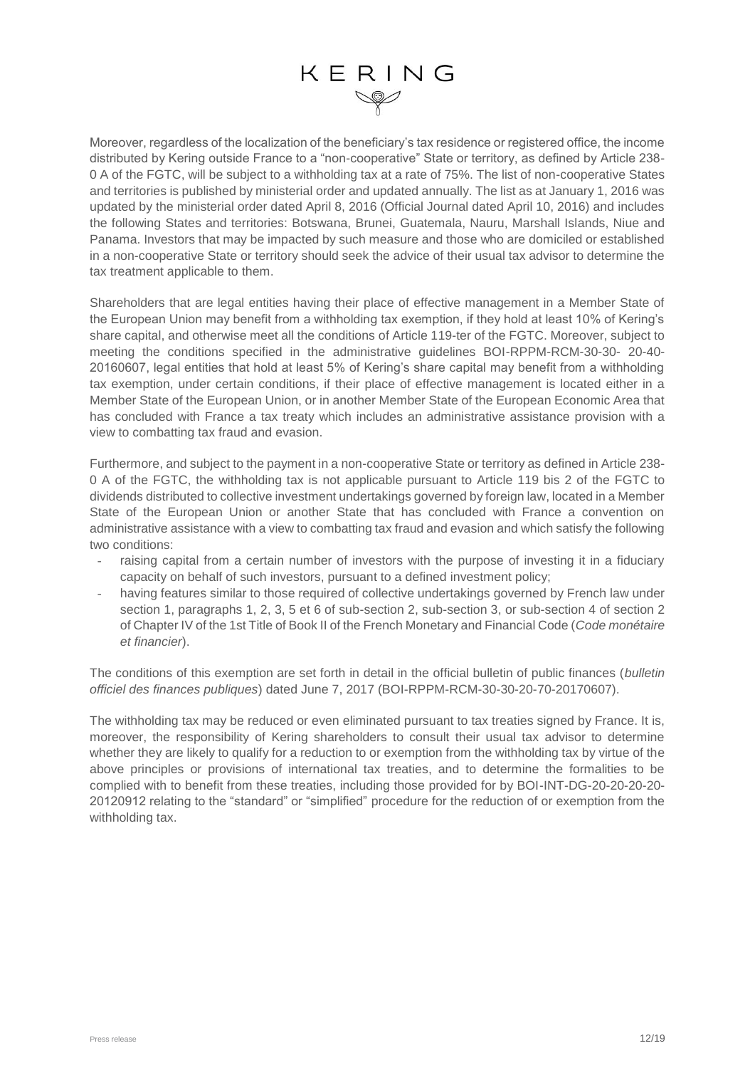Moreover, regardless of the localization of the beneficiary's tax residence or registered office, the income distributed by Kering outside France to a "non-cooperative" State or territory, as defined by Article 238-0 A of the FGTC, will be subject to a withholding tax at a rate of 75%. The list of non-cooperative States and territories is published by ministerial order and updated annually. The list as at January 1, 2016 was updated by the ministerial order dated April 8, 2016 (Official Journal dated April 10, 2016) and includes the following States and territories: Botswana, Brunei, Guatemala, Nauru, Marshall Islands, Niue and Panama. Investors that may be impacted by such measure and those who are domiciled or established in a non-cooperative State or territory should seek the advice of their usual tax advisor to determine the tax treatment applicable to them.

Shareholders that are legal entities having their place of effective management in a Member State of the European Union may benefit from a withholding tax exemption, if they hold at least 10% of Kering's share capital, and otherwise meet all the conditions of Article 119-ter of the FGTC. Moreover, subject to meeting the conditions specified in the administrative guidelines BOI-RPPM-RCM-30-30- 20-40-20160607, legal entities that hold at least 5% of Kering's share capital may benefit from a withholding tax exemption, under certain conditions, if their place of effective management is located either in a Member State of the European Union, or in another Member State of the European Economic Area that has concluded with France a tax treaty which includes an administrative assistance provision with a view to combatting tax fraud and evasion.

Furthermore, and subject to the payment in a non-cooperative State or territory as defined in Article 238-0 A of the FGTC, the withholding tax is not applicable pursuant to Article 119 bis 2 of the FGTC to dividends distributed to collective investment undertakings governed by foreign law, located in a Member State of the European Union or another State that has concluded with France a convention on administrative assistance with a view to combatting tax fraud and evasion and which satisfy the following two conditions:

- raising capital from a certain number of investors with the purpose of investing it in a fiduciary capacity on behalf of such investors, pursuant to a defined investment policy;
- having features similar to those required of collective undertakings governed by French law under section 1, paragraphs 1, 2, 3, 5 et 6 of sub-section 2, sub-section 3, or sub-section 4 of section 2 of Chapter IV of the 1st Title of Book II of the French Monetary and Financial Code (*Code monétaire et financier*).

The conditions of this exemption are set forth in detail in the official bulletin of public finances (*bulletin officiel des finances publiques*) dated June 7, 2017 (BOI-RPPM-RCM-30-30-20-70-20170607).

The withholding tax may be reduced or even eliminated pursuant to tax treaties signed by France. It is, moreover, the responsibility of Kering shareholders to consult their usual tax advisor to determine whether they are likely to qualify for a reduction to or exemption from the withholding tax by virtue of the above principles or provisions of international tax treaties, and to determine the formalities to be complied with to benefit from these treaties, including those provided for by BOI-INT-DG-20-20-20-20-20120912 relating to the "standard" or "simplified" procedure for the reduction of or exemption from the withholding tax.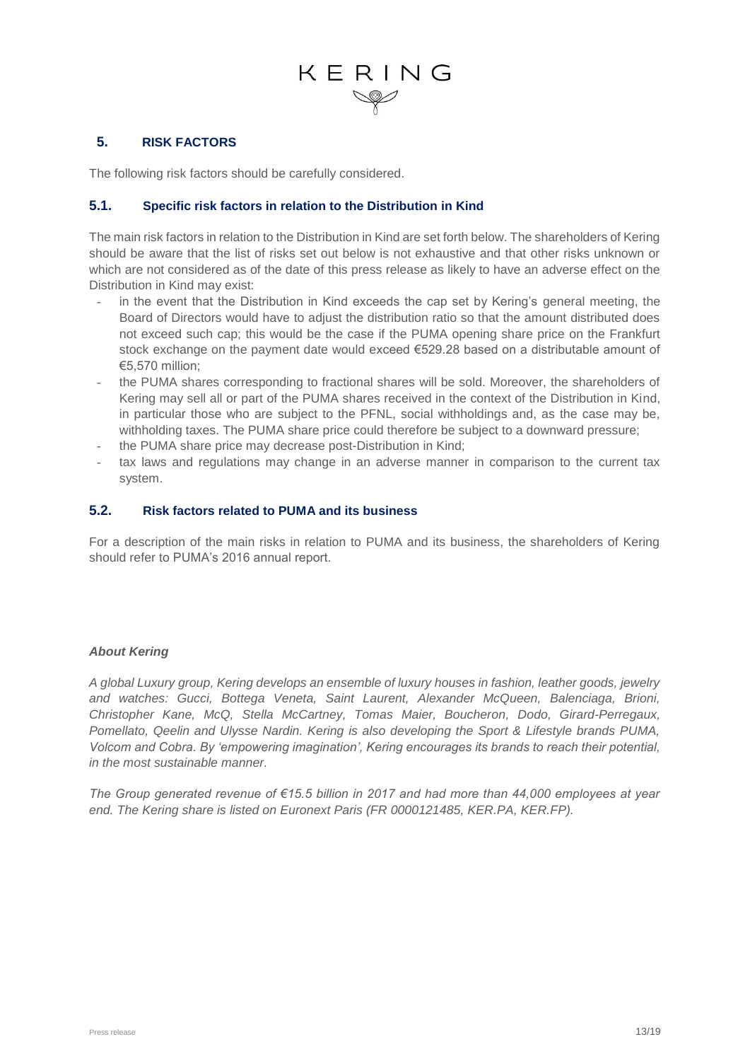## 5. RISK FACTORS

The following risk factors should be carefully considered.

### 5.1. Specific risk factors in relation to the Distribution in Kind

The main risk factors in relation to the Distribution in Kind are set forth below. The shareholders of Kering should be aware that the list of risks set out below is not exhaustive and that other risks unknown or which are not considered as of the date of this press release as likely to have an adverse effect on the Distribution in Kind may exist:

- in the event that the Distribution in Kind exceeds the cap set by Kering's general meeting, the Board of Directors would have to adjust the distribution ratio so that the amount distributed does not exceed such cap; this would be the case if the PUMA opening share price on the Frankfurt stock exchange on the payment date would exceed €529.28 based on a distributable amount of €5,570 million;
- the PUMA shares corresponding to fractional shares will be sold. Moreover, the shareholders of Kering may sell all or part of the PUMA shares received in the context of the Distribution in Kind, in particular those who are subject to the PFNL, social withholdings and, as the case may be, withholding taxes. The PUMA share price could therefore be subject to a downward pressure;
- the PUMA share price may decrease post-Distribution in Kind;
- tax laws and regulations may change in an adverse manner in comparison to the current tax system.

### 5.2. Risk factors related to PUMA and its business

For a description of the main risks in relation to PUMA and its business, the shareholders of Kering should refer to PUMA's 2016 annual report.

***About Kering***

*A global Luxury group, Kering develops an ensemble of luxury houses in fashion, leather goods, jewelry and watches: Gucci, Bottega Veneta, Saint Laurent, Alexander McQueen, Balenciaga, Brioni, Christopher Kane, McQ, Stella McCartney, Tomas Maier, Boucheron, Dodo, Girard-Perregaux, Pomellato, Qeelin and Ulysse Nardin. Kering is also developing the Sport & Lifestyle brands PUMA, Volcom and Cobra. By 'empowering imagination', Kering encourages its brands to reach their potential, in the most sustainable manner.*

*The Group generated revenue of €15.5 billion in 2017 and had more than 44,000 employees at year end. The Kering share is listed on Euronext Paris (FR 0000121485, KER.PA, KER.FP).*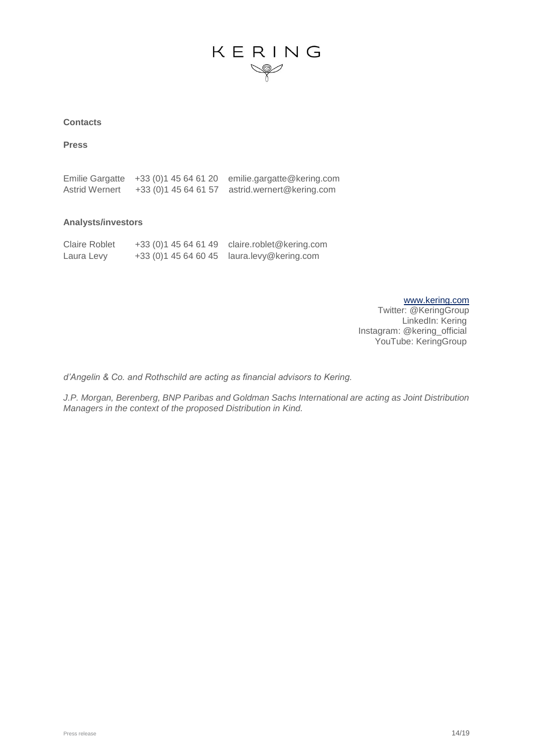**Contacts**

**Press**

| | | |
|---|---|---|
| Emilie Gargatte | +33 (0)1 45 64 61 20 | emilie.gargatte@kering.com |
| Astrid Wernert | +33 (0)1 45 64 61 57 | astrid.wernert@kering.com |

**Analysts/investors**

| | | |
|---|---|---|
| Claire Roblet | +33 (0)1 45 64 61 49 | claire.roblet@kering.com |
| Laura Levy | +33 (0)1 45 64 60 45 | laura.levy@kering.com |

www.kering.com
Twitter: @KeringGroup
LinkedIn: Kering
Instagram: @kering_official
YouTube: KeringGroup

*d'Angelin & Co. and Rothschild are acting as financial advisors to Kering.*

*J.P. Morgan, Berenberg, BNP Paribas and Goldman Sachs International are acting as Joint Distribution Managers in the context of the proposed Distribution in Kind.*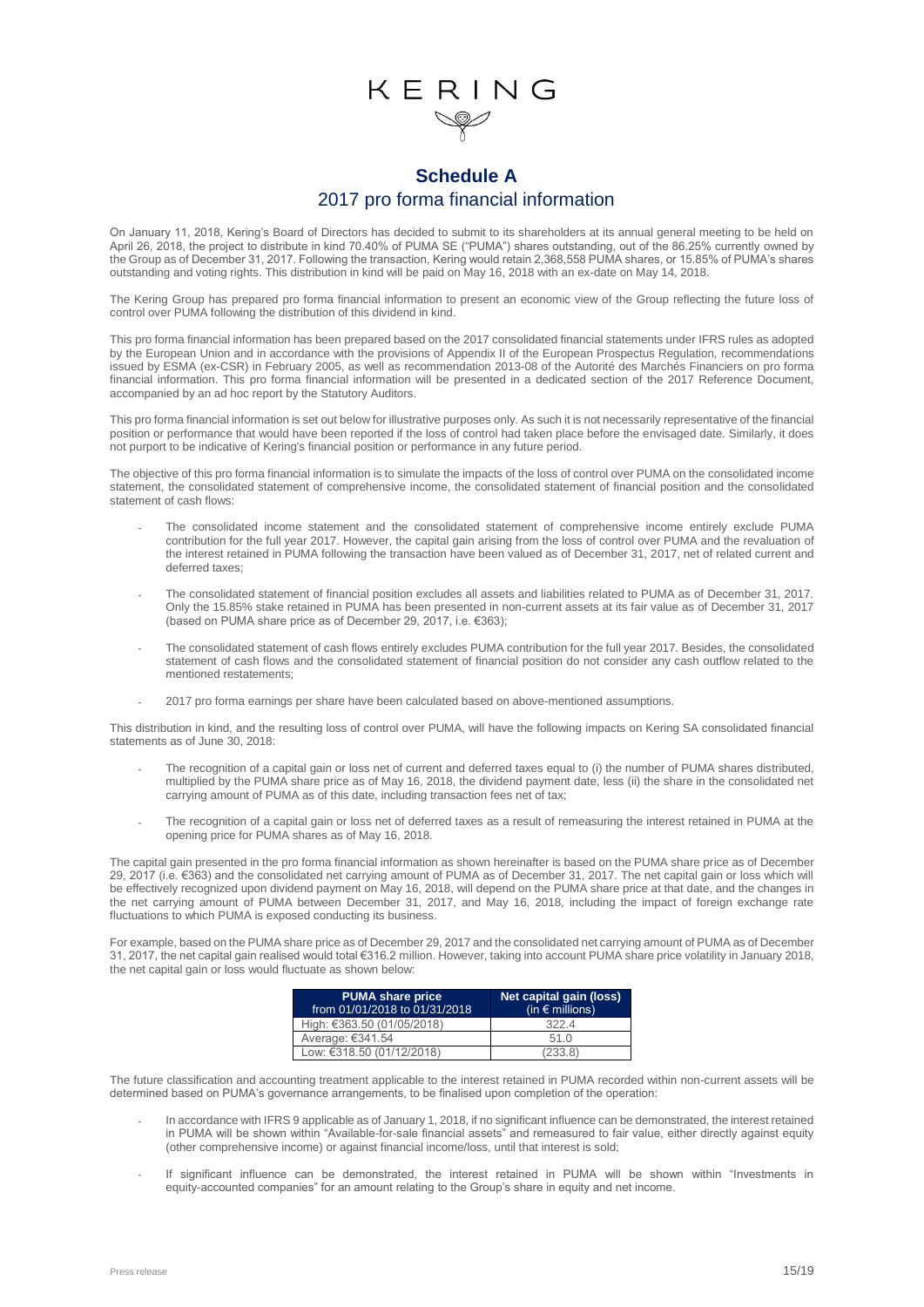# Schedule A

## 2017 pro forma financial information

On January 11, 2018, Kering's Board of Directors has decided to submit to its shareholders at its annual general meeting to be held on April 26, 2018, the project to distribute in kind 70.40% of PUMA SE ("PUMA") shares outstanding, out of the 86.25% currently owned by the Group as of December 31, 2017. Following the transaction, Kering would retain 2,368,558 PUMA shares, or 15.85% of PUMA's shares outstanding and voting rights. This distribution in kind will be paid on May 16, 2018 with an ex-date on May 14, 2018.

The Kering Group has prepared pro forma financial information to present an economic view of the Group reflecting the future loss of control over PUMA following the distribution of this dividend in kind.

This pro forma financial information has been prepared based on the 2017 consolidated financial statements under IFRS rules as adopted by the European Union and in accordance with the provisions of Appendix II of the European Prospectus Regulation, recommendations issued by ESMA (ex-CSR) in February 2005, as well as recommendation 2013-08 of the Autorité des Marchés Financiers on pro forma financial information. This pro forma financial information will be presented in a dedicated section of the 2017 Reference Document, accompanied by an ad hoc report by the Statutory Auditors.

This pro forma financial information is set out below for illustrative purposes only. As such it is not necessarily representative of the financial position or performance that would have been reported if the loss of control had taken place before the envisaged date. Similarly, it does not purport to be indicative of Kering's financial position or performance in any future period.

The objective of this pro forma financial information is to simulate the impacts of the loss of control over PUMA on the consolidated income statement, the consolidated statement of comprehensive income, the consolidated statement of financial position and the consolidated statement of cash flows:

- The consolidated income statement and the consolidated statement of comprehensive income entirely exclude PUMA contribution for the full year 2017. However, the capital gain arising from the loss of control over PUMA and the revaluation of the interest retained in PUMA following the transaction have been valued as of December 31, 2017, net of related current and deferred taxes;
- The consolidated statement of financial position excludes all assets and liabilities related to PUMA as of December 31, 2017. Only the 15.85% stake retained in PUMA has been presented in non-current assets at its fair value as of December 31, 2017 (based on PUMA share price as of December 29, 2017, i.e. €363);
- The consolidated statement of cash flows entirely excludes PUMA contribution for the full year 2017. Besides, the consolidated statement of cash flows and the consolidated statement of financial position do not consider any cash outflow related to the mentioned restatements;
- 2017 pro forma earnings per share have been calculated based on above-mentioned assumptions.

This distribution in kind, and the resulting loss of control over PUMA, will have the following impacts on Kering SA consolidated financial statements as of June 30, 2018:

- The recognition of a capital gain or loss net of current and deferred taxes equal to (i) the number of PUMA shares distributed, multiplied by the PUMA share price as of May 16, 2018, the dividend payment date, less (ii) the share in the consolidated net carrying amount of PUMA as of this date, including transaction fees net of tax;
- The recognition of a capital gain or loss net of deferred taxes as a result of remeasuring the interest retained in PUMA at the opening price for PUMA shares as of May 16, 2018.

The capital gain presented in the pro forma financial information as shown hereinafter is based on the PUMA share price as of December 29, 2017 (i.e. €363) and the consolidated net carrying amount of PUMA as of December 31, 2017. The net capital gain or loss which will be effectively recognized upon dividend payment on May 16, 2018, will depend on the PUMA share price at that date, and the changes in the net carrying amount of PUMA between December 31, 2017, and May 16, 2018, including the impact of foreign exchange rate fluctuations to which PUMA is exposed conducting its business.

For example, based on the PUMA share price as of December 29, 2017 and the consolidated net carrying amount of PUMA as of December 31, 2017, the net capital gain realised would total €316.2 million. However, taking into account PUMA share price volatility in January 2018, the net capital gain or loss would fluctuate as shown below:

| PUMA share price from 01/01/2018 to 01/31/2018 | Net capital gain (loss) (in € millions) |
|---|---|
| High: €363.50 (01/05/2018) | 322.4 |
| Average: €341.54 | 51.0 |
| Low: €318.50 (01/12/2018) | (233.8) |

The future classification and accounting treatment applicable to the interest retained in PUMA recorded within non-current assets will be determined based on PUMA's governance arrangements, to be finalised upon completion of the operation:

- In accordance with IFRS 9 applicable as of January 1, 2018, if no significant influence can be demonstrated, the interest retained in PUMA will be shown within "Available-for-sale financial assets" and remeasured to fair value, either directly against equity (other comprehensive income) or against financial income/loss, until that interest is sold;
- If significant influence can be demonstrated, the interest retained in PUMA will be shown within "Investments in equity-accounted companies" for an amount relating to the Group's share in equity and net income.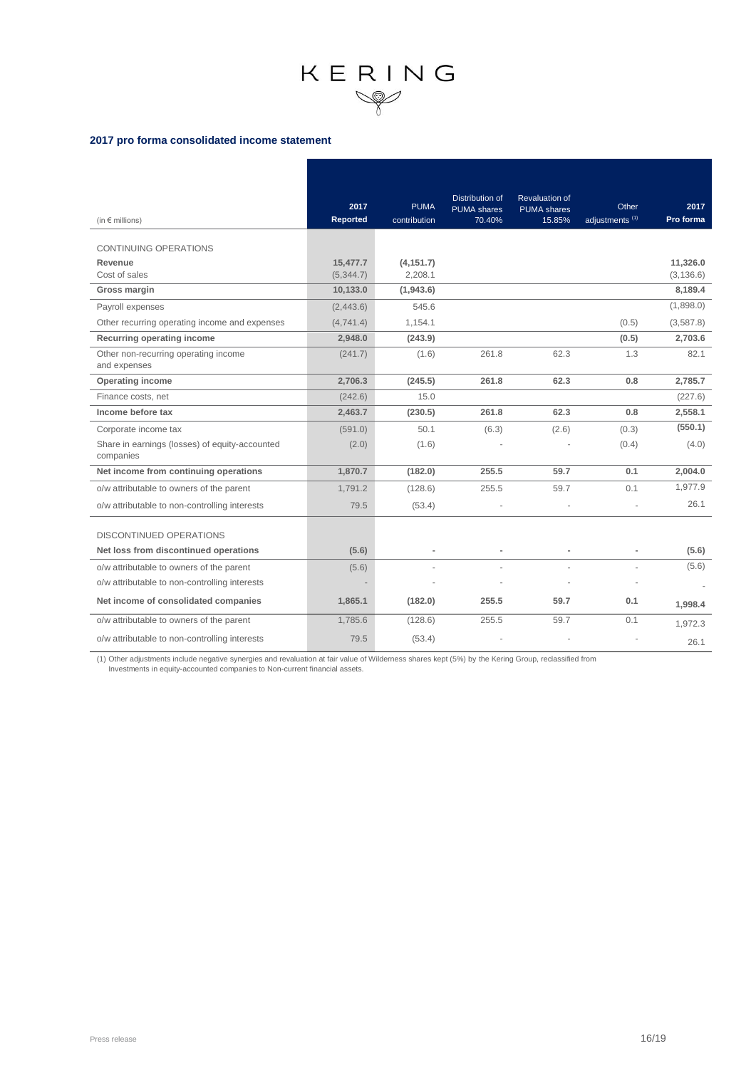## 2017 pro forma consolidated income statement

| (in € millions) | 2017 Reported | PUMA contribution | Distribution of PUMA shares 70.40% | Revaluation of PUMA shares 15.85% | Other adjustments [(1)] | 2017 Pro forma |
|---|---|---|---|---|---|---|
| CONTINUING OPERATIONS | | | | | | |
| **Revenue** | **15,477.7** | **(4,151.7)** | | | | **11,326.0** |
| Cost of sales | (5,344.7) | 2,208.1 | | | | (3,136.6) |
| **Gross margin** | **10,133.0** | **(1,943.6)** | | | | **8,189.4** |
| Payroll expenses | (2,443.6) | 545.6 | | | | (1,898.0) |
| Other recurring operating income and expenses | (4,741.4) | 1,154.1 | | | (0.5) | (3,587.8) |
| **Recurring operating income** | **2,948.0** | **(243.9)** | | | **(0.5)** | **2,703.6** |
| Other non-recurring operating income and expenses | (241.7) | (1.6) | 261.8 | 62.3 | 1.3 | 82.1 |
| **Operating income** | **2,706.3** | **(245.5)** | **261.8** | **62.3** | **0.8** | **2,785.7** |
| Finance costs, net | (242.6) | 15.0 | | | | (227.6) |
| **Income before tax** | **2,463.7** | **(230.5)** | **261.8** | **62.3** | **0.8** | **2,558.1** |
| Corporate income tax | (591.0) | 50.1 | (6.3) | (2.6) | (0.3) | **(550.1)** |
| Share in earnings (losses) of equity-accounted companies | (2.0) | (1.6) | - | - | (0.4) | (4.0) |
| **Net income from continuing operations** | **1,870.7** | **(182.0)** | **255.5** | **59.7** | **0.1** | **2,004.0** |
| o/w attributable to owners of the parent | 1,791.2 | (128.6) | 255.5 | 59.7 | 0.1 | 1,977.9 |
| o/w attributable to non-controlling interests | 79.5 | (53.4) | - | - | - | 26.1 |
| DISCONTINUED OPERATIONS | | | | | | |
| **Net loss from discontinued operations** | **(5.6)** | **-** | **-** | **-** | **-** | **(5.6)** |
| o/w attributable to owners of the parent | (5.6) | - | - | - | - | (5.6) |
| o/w attributable to non-controlling interests | - | - | - | - | - | - |
| **Net income of consolidated companies** | **1,865.1** | **(182.0)** | **255.5** | **59.7** | **0.1** | **1,998.4** |
| o/w attributable to owners of the parent | 1,785.6 | (128.6) | 255.5 | 59.7 | 0.1 | 1,972.3 |
| o/w attributable to non-controlling interests | 79.5 | (53.4) | - | - | - | 26.1 |

(1) Other adjustments include negative synergies and revaluation at fair value of Wilderness shares kept (5%) by the Kering Group, reclassified from Investments in equity-accounted companies to Non-current financial assets.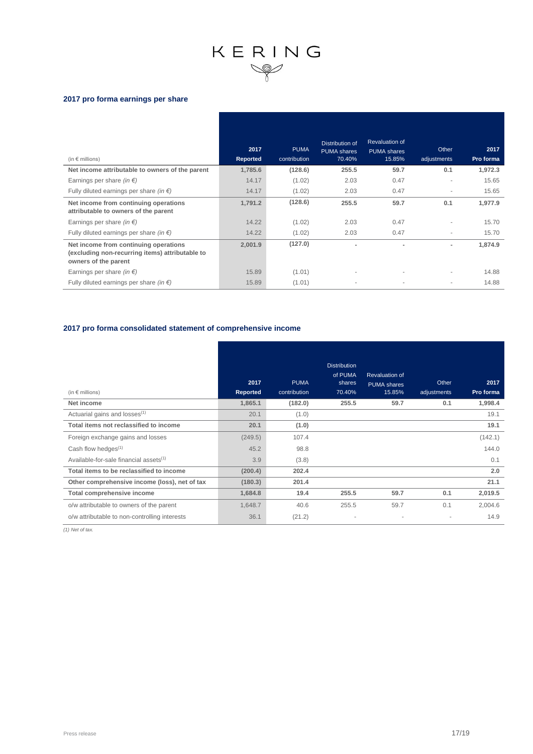## 2017 pro forma earnings per share

| (in € millions) | 2017 Reported | PUMA contribution | Distribution of PUMA shares 70.40% | Revaluation of PUMA shares 15.85% | Other adjustments | 2017 Pro forma |
|---|---|---|---|---|---|---|
| **Net income attributable to owners of the parent** | **1,785.6** | **(128.6)** | **255.5** | **59.7** | **0.1** | **1,972.3** |
| Earnings per share *(in €)* | 14.17 | (1.02) | 2.03 | 0.47 | - | 15.65 |
| Fully diluted earnings per share *(in €)* | 14.17 | (1.02) | 2.03 | 0.47 | - | 15.65 |
| **Net income from continuing operations attributable to owners of the parent** | **1,791.2** | **(128.6)** | **255.5** | **59.7** | **0.1** | **1,977.9** |
| Earnings per share *(in €)* | 14.22 | (1.02) | 2.03 | 0.47 | - | 15.70 |
| Fully diluted earnings per share *(in €)* | 14.22 | (1.02) | 2.03 | 0.47 | - | 15.70 |
| **Net income from continuing operations (excluding non-recurring items) attributable to owners of the parent** | **2,001.9** | **(127.0)** | - | - | - | **1,874.9** |
| Earnings per share *(in €)* | 15.89 | (1.01) | - | - | - | 14.88 |
| Fully diluted earnings per share *(in €)* | 15.89 | (1.01) | - | - | - | 14.88 |

## 2017 pro forma consolidated statement of comprehensive income

| (in € millions) | 2017 Reported | PUMA contribution | Distribution of PUMA shares 70.40% | Revaluation of PUMA shares 15.85% | Other adjustments | 2017 Pro forma |
|---|---|---|---|---|---|---|
| **Net income** | **1,865.1** | **(182.0)** | **255.5** | **59.7** | **0.1** | **1,998.4** |
| Actuarial gains and losses[1] | 20.1 | (1.0) | | | | 19.1 |
| **Total items not reclassified to income** | **20.1** | **(1.0)** | | | | **19.1** |
| Foreign exchange gains and losses | (249.5) | 107.4 | | | | (142.1) |
| Cash flow hedges[1] | 45.2 | 98.8 | | | | 144.0 |
| Available-for-sale financial assets[1] | 3.9 | (3.8) | | | | 0.1 |
| **Total items to be reclassified to income** | **(200.4)** | **202.4** | | | | **2.0** |
| **Other comprehensive income (loss), net of tax** | **(180.3)** | **201.4** | | | | **21.1** |
| **Total comprehensive income** | **1,684.8** | **19.4** | **255.5** | **59.7** | **0.1** | **2,019.5** |
| o/w attributable to owners of the parent | 1,648.7 | 40.6 | 255.5 | 59.7 | 0.1 | 2,004.6 |
| o/w attributable to non-controlling interests | 36.1 | (21.2) | - | - | - | 14.9 |

*(1) Net of tax.*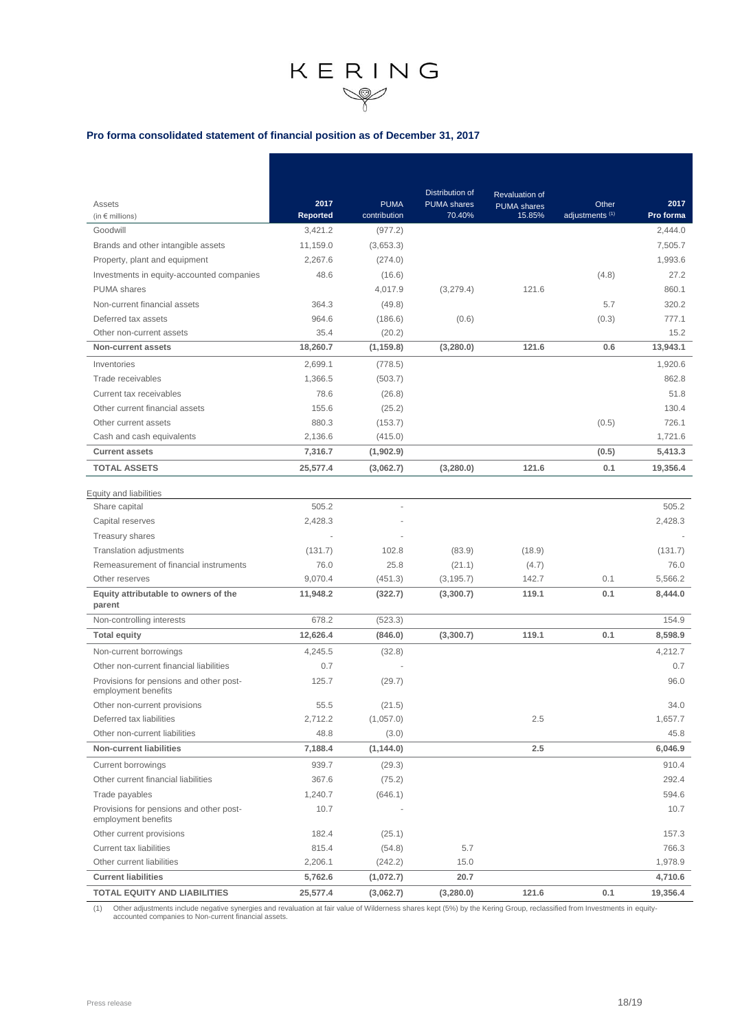KERING

### Pro forma consolidated statement of financial position as of December 31, 2017

| Assets (in € millions) | 2017 Reported | PUMA contribution | Distribution of PUMA shares 70.40% | Revaluation of PUMA shares 15.85% | Other adjustments (1) | 2017 Pro forma |
|---|---|---|---|---|---|---|
| Goodwill | 3,421.2 | (977.2) | | | | 2,444.0 |
| Brands and other intangible assets | 11,159.0 | (3,653.3) | | | | 7,505.7 |
| Property, plant and equipment | 2,267.6 | (274.0) | | | | 1,993.6 |
| Investments in equity-accounted companies | 48.6 | (16.6) | | | (4.8) | 27.2 |
| PUMA shares | | 4,017.9 | (3,279.4) | 121.6 | | 860.1 |
| Non-current financial assets | 364.3 | (49.8) | | | 5.7 | 320.2 |
| Deferred tax assets | 964.6 | (186.6) | (0.6) | | (0.3) | 777.1 |
| Other non-current assets | 35.4 | (20.2) | | | | 15.2 |
| **Non-current assets** | **18,260.7** | **(1,159.8)** | **(3,280.0)** | **121.6** | **0.6** | **13,943.1** |
| Inventories | 2,699.1 | (778.5) | | | | 1,920.6 |
| Trade receivables | 1,366.5 | (503.7) | | | | 862.8 |
| Current tax receivables | 78.6 | (26.8) | | | | 51.8 |
| Other current financial assets | 155.6 | (25.2) | | | | 130.4 |
| Other current assets | 880.3 | (153.7) | | | (0.5) | 726.1 |
| Cash and cash equivalents | 2,136.6 | (415.0) | | | | 1,721.6 |
| **Current assets** | **7,316.7** | **(1,902.9)** | | | **(0.5)** | **5,413.3** |
| **TOTAL ASSETS** | **25,577.4** | **(3,062.7)** | **(3,280.0)** | **121.6** | **0.1** | **19,356.4** |
| Equity and liabilities | | | | | | |
| Share capital | 505.2 | - | | | | 505.2 |
| Capital reserves | 2,428.3 | - | | | | 2,428.3 |
| Treasury shares | - | - | | | | - |
| Translation adjustments | (131.7) | 102.8 | (83.9) | (18.9) | | (131.7) |
| Remeasurement of financial instruments | 76.0 | 25.8 | (21.1) | (4.7) | | 76.0 |
| Other reserves | 9,070.4 | (451.3) | (3,195.7) | 142.7 | 0.1 | 5,566.2 |
| **Equity attributable to owners of the parent** | **11,948.2** | **(322.7)** | **(3,300.7)** | **119.1** | **0.1** | **8,444.0** |
| Non-controlling interests | 678.2 | (523.3) | | | | 154.9 |
| **Total equity** | **12,626.4** | **(846.0)** | **(3,300.7)** | **119.1** | **0.1** | **8,598.9** |
| Non-current borrowings | 4,245.5 | (32.8) | | | | 4,212.7 |
| Other non-current financial liabilities | 0.7 | - | | | | 0.7 |
| Provisions for pensions and other post-employment benefits | 125.7 | (29.7) | | | | 96.0 |
| Other non-current provisions | 55.5 | (21.5) | | | | 34.0 |
| Deferred tax liabilities | 2,712.2 | (1,057.0) | | 2.5 | | 1,657.7 |
| Other non-current liabilities | 48.8 | (3.0) | | | | 45.8 |
| **Non-current liabilities** | **7,188.4** | **(1,144.0)** | | **2.5** | | **6,046.9** |
| Current borrowings | 939.7 | (29.3) | | | | 910.4 |
| Other current financial liabilities | 367.6 | (75.2) | | | | 292.4 |
| Trade payables | 1,240.7 | (646.1) | | | | 594.6 |
| Provisions for pensions and other post-employment benefits | 10.7 | - | | | | 10.7 |
| Other current provisions | 182.4 | (25.1) | | | | 157.3 |
| Current tax liabilities | 815.4 | (54.8) | 5.7 | | | 766.3 |
| Other current liabilities | 2,206.1 | (242.2) | 15.0 | | | 1,978.9 |
| **Current liabilities** | **5,762.6** | **(1,072.7)** | **20.7** | | | **4,710.6** |
| **TOTAL EQUITY AND LIABILITIES** | **25,577.4** | **(3,062.7)** | **(3,280.0)** | **121.6** | **0.1** | **19,356.4** |

(1) Other adjustments include negative synergies and revaluation at fair value of Wilderness shares kept (5%) by the Kering Group, reclassified from Investments in equity-accounted companies to Non-current financial assets.

Press release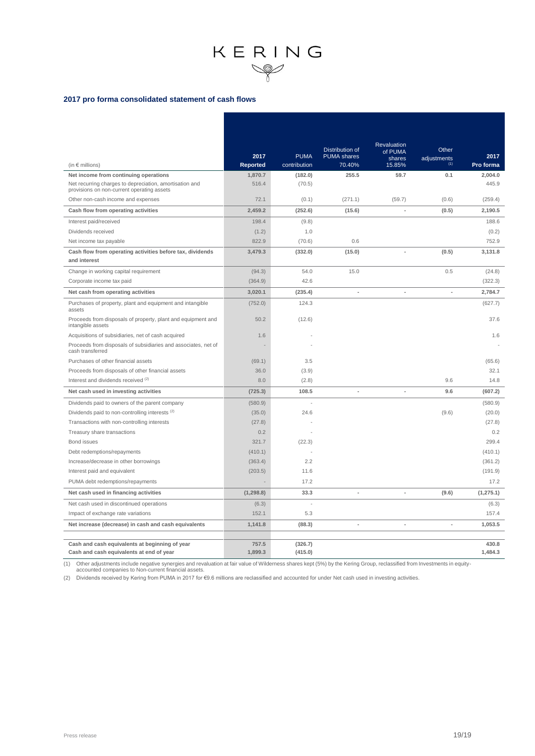KERING

## 2017 pro forma consolidated statement of cash flows

| (in € millions) | 2017 Reported | PUMA contribution | Distribution of PUMA shares 70.40% | Revaluation of PUMA shares 15.85% | Other adjustments [1] | 2017 Pro forma |
|---|---|---|---|---|---|---|
| **Net income from continuing operations** | **1,870.7** | **(182.0)** | **255.5** | **59.7** | **0.1** | **2,004.0** |
| Net recurring charges to depreciation, amortisation and provisions on non-current operating assets | 516.4 | (70.5) | | | | 445.9 |
| Other non-cash income and expenses | 72.1 | (0.1) | (271.1) | (59.7) | (0.6) | (259.4) |
| **Cash flow from operating activities** | **2,459.2** | **(252.6)** | **(15.6)** | **-** | **(0.5)** | **2,190.5** |
| Interest paid/received | 198.4 | (9.8) | | | | 188.6 |
| Dividends received | (1.2) | 1.0 | | | | (0.2) |
| Net income tax payable | 822.9 | (70.6) | 0.6 | | | 752.9 |
| **Cash flow from operating activities before tax, dividends and interest** | **3,479.3** | **(332.0)** | **(15.0)** | **-** | **(0.5)** | **3,131.8** |
| Change in working capital requirement | (94.3) | 54.0 | 15.0 | | 0.5 | (24.8) |
| Corporate income tax paid | (364.9) | 42.6 | | | | (322.3) |
| **Net cash from operating activities** | **3,020.1** | **(235.4)** | **-** | **-** | **-** | **2,784.7** |
| Purchases of property, plant and equipment and intangible assets | (752.0) | 124.3 | | | | (627.7) |
| Proceeds from disposals of property, plant and equipment and intangible assets | 50.2 | (12.6) | | | | 37.6 |
| Acquisitions of subsidiaries, net of cash acquired | 1.6 | - | | | | 1.6 |
| Proceeds from disposals of subsidiaries and associates, net of cash transferred | - | - | | | | - |
| Purchases of other financial assets | (69.1) | 3.5 | | | | (65.6) |
| Proceeds from disposals of other financial assets | 36.0 | (3.9) | | | | 32.1 |
| Interest and dividends received [2] | 8.0 | (2.8) | | | 9.6 | 14.8 |
| **Net cash used in investing activities** | **(725.3)** | **108.5** | **-** | **-** | **9.6** | **(607.2)** |
| Dividends paid to owners of the parent company | (580.9) | - | | | | (580.9) |
| Dividends paid to non-controlling interests [2] | (35.0) | 24.6 | | | (9.6) | (20.0) |
| Transactions with non-controlling interests | (27.8) | - | | | | (27.8) |
| Treasury share transactions | 0.2 | - | | | | 0.2 |
| Bond issues | 321.7 | (22.3) | | | | 299.4 |
| Debt redemptions/repayments | (410.1) | - | | | | (410.1) |
| Increase/decrease in other borrowings | (363.4) | 2.2 | | | | (361.2) |
| Interest paid and equivalent | (203.5) | 11.6 | | | | (191.9) |
| PUMA debt redemptions/repayments | - | 17.2 | | | | 17.2 |
| **Net cash used in financing activities** | **(1,298.8)** | **33.3** | **-** | **-** | **(9.6)** | **(1,275.1)** |
| Net cash used in discontinued operations | (6.3) | - | | | | (6.3) |
| Impact of exchange rate variations | 152.1 | 5.3 | | | | 157.4 |
| **Net increase (decrease) in cash and cash equivalents** | **1,141.8** | **(88.3)** | **-** | **-** | **-** | **1,053.5** |
| **Cash and cash equivalents at beginning of year** | **757.5** | **(326.7)** | | | | **430.8** |
| **Cash and cash equivalents at end of year** | **1,899.3** | **(415.0)** | | | | **1,484.3** |

(1) Other adjustments include negative synergies and revaluation at fair value of Wilderness shares kept (5%) by the Kering Group, reclassified from Investments in equity-accounted companies to Non-current financial assets.

(2) Dividends received by Kering from PUMA in 2017 for €9.6 millions are reclassified and accounted for under Net cash used in investing activities.